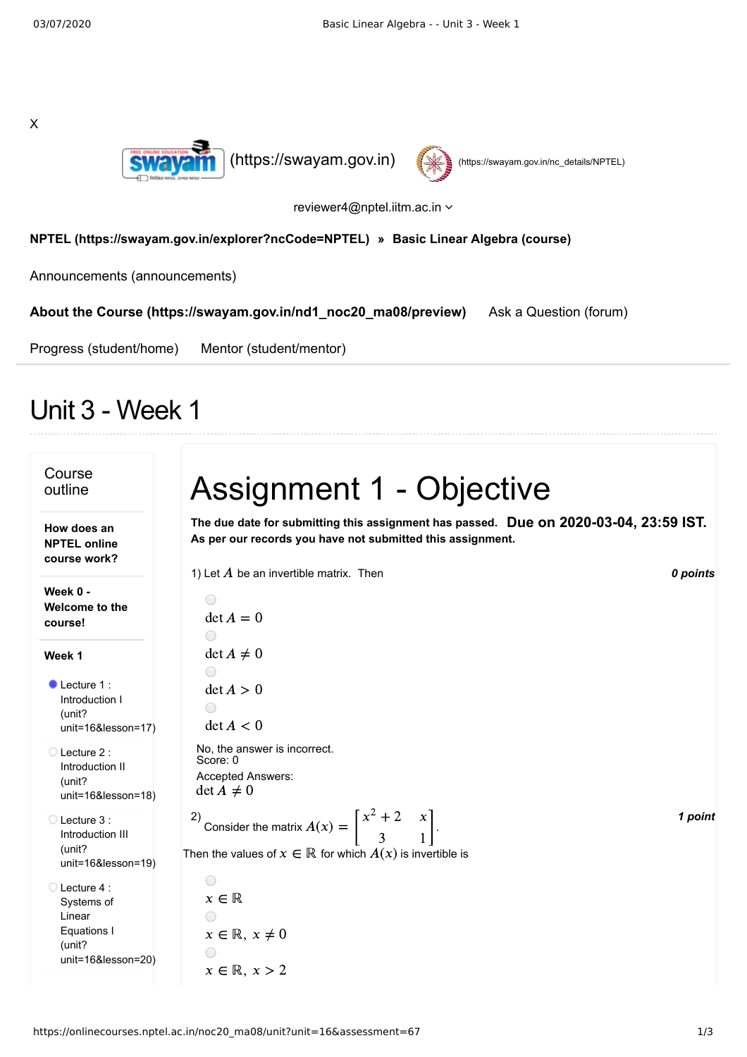X

(https://swayam.gov.in) (https://swayam.gov.in/nc_details/NPTEL)

reviewer4@nptel.iitm.ac.in

**NPTEL (https://swayam.gov.in/explorer?ncCode=NPTEL) » Basic Linear Algebra (course)**

Announcements (announcements)

**About the Course (https://swayam.gov.in/nd1_noc20_ma08/preview)** Ask a Question (forum)

Progress (student/home) Mentor (student/mentor)

# Unit 3 - Week 1

## Course outline

**How does an NPTEL online course work?**

**Week 0 - Welcome to the course!**

**Week 1**

- Lecture 1 : Introduction I (unit?unit=16&lesson=17)
- Lecture 2 : Introduction II (unit?unit=16&lesson=18)
- Lecture 3 : Introduction III (unit?unit=16&lesson=19)
- Lecture 4 : Systems of Linear Equations I (unit?unit=16&lesson=20)

# Assignment 1 - Objective

**The due date for submitting this assignment has passed.** **Due on 2020-03-04, 23:59 IST.**
**As per our records you have not submitted this assignment.**

1) Let $A$ be an invertible matrix. Then *0 points*

- $\det A = 0$
- $\det A \neq 0$
- $\det A > 0$
- $\det A < 0$

No, the answer is incorrect.
Score: 0

Accepted Answers:
$\det A \neq 0$

2) Consider the matrix $A(x) = \begin{bmatrix} x^2+2 & x \\ 3 & 1 \end{bmatrix}$. *1 point*

Then the values of $x \in \mathbb{R}$ for which $A(x)$ is invertible is

- $x \in \mathbb{R}$
- $x \in \mathbb{R},\ x \neq 0$
- $x \in \mathbb{R},\ x > 2$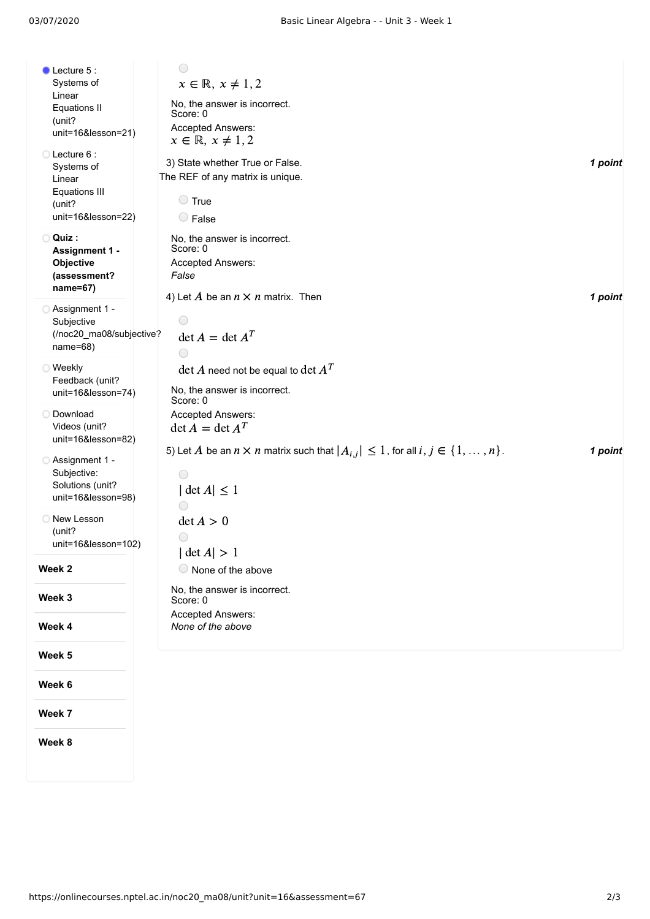- Lecture 5 : Systems of Linear Equations II (unit?unit=16&lesson=21)
- Lecture 6 : Systems of Linear Equations III (unit?unit=16&lesson=22)
- **Quiz : Assignment 1 - Objective (assessment?name=67)**
- Assignment 1 - Subjective (/noc20_ma08/subjective?name=68)
- Weekly Feedback (unit?unit=16&lesson=74)
- Download Videos (unit?unit=16&lesson=82)
- Assignment 1 - Subjective: Solutions (unit?unit=16&lesson=98)
- New Lesson (unit?unit=16&lesson=102)

**Week 2**

**Week 3**

**Week 4**

**Week 5**

**Week 6**

**Week 7**

**Week 8**

---

- $x \in \mathbb{R},\ x \neq 1, 2$

No, the answer is incorrect.
Score: 0

Accepted Answers:
$x \in \mathbb{R},\ x \neq 1, 2$

3) State whether True or False. ***1 point***
The REF of any matrix is unique.

- True
- False

No, the answer is incorrect.
Score: 0

Accepted Answers:
*False*

4) Let $A$ be an $n \times n$ matrix. Then ***1 point***

- $\det A = \det A^T$
- $\det A$ need not be equal to $\det A^T$

No, the answer is incorrect.
Score: 0

Accepted Answers:
$\det A = \det A^T$

5) Let $A$ be an $n \times n$ matrix such that $|A_{i,j}| \leq 1$, for all $i, j \in \{1, \ldots, n\}$. ***1 point***

- $|\det A| \leq 1$
- $\det A > 0$
- $|\det A| > 1$
- None of the above

No, the answer is incorrect.
Score: 0

Accepted Answers:
*None of the above*